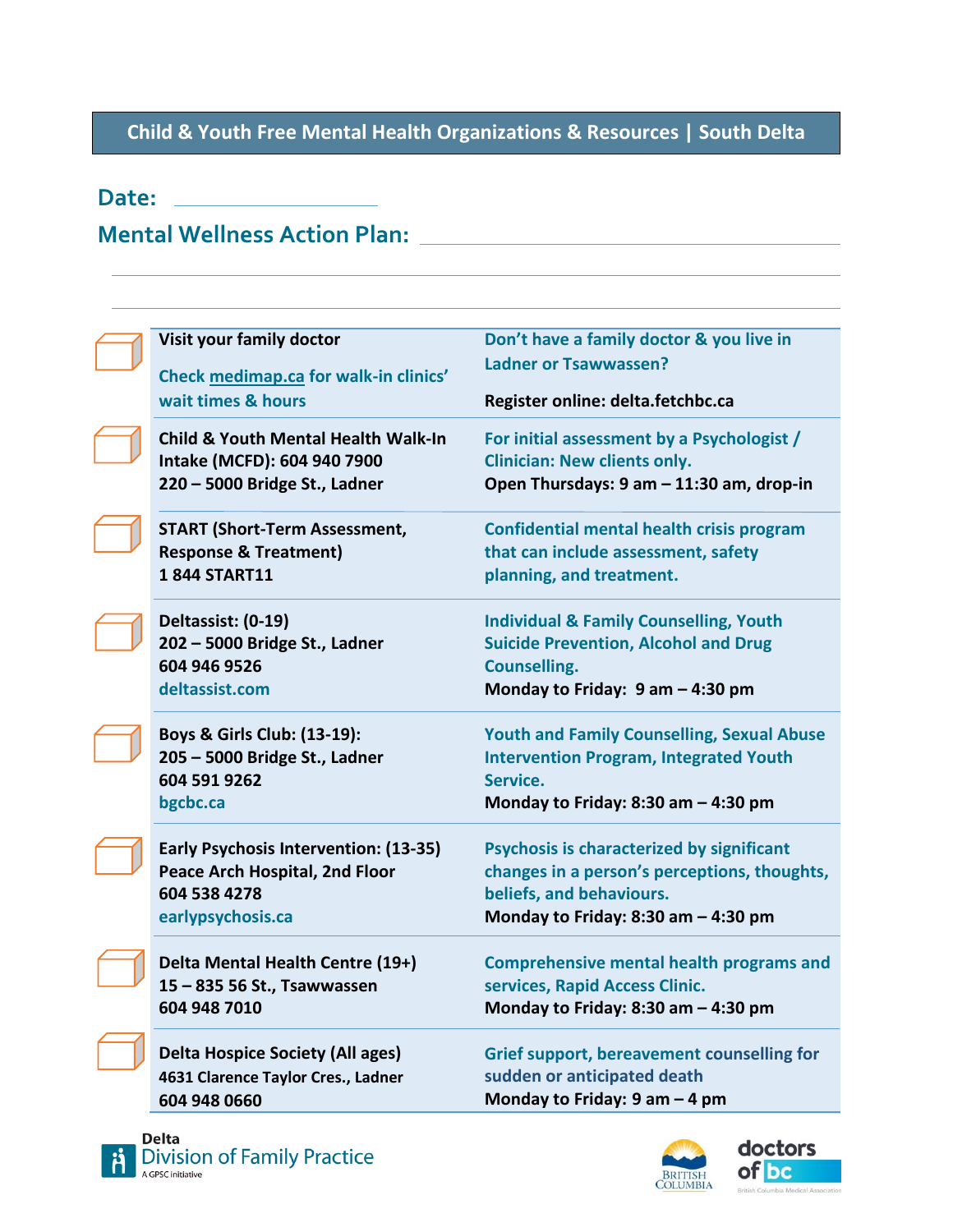# Child & Youth Free Mental Health Organizations & Resources | South Delta

**Date:** ____________________

**Mental Wellness Action Plan:** ____________________________________________

____________________________________________

____________________________________________

| | Organization | Details |
|---|---|---|
| ☐ | **Visit your family doctor**<br><br>Check medimap.ca for walk-in clinics' wait times & hours | Don't have a family doctor & you live in Ladner or Tsawwassen?<br><br>**Register online: delta.fetchbc.ca** |
| ☐ | **Child & Youth Mental Health Walk-In Intake (MCFD): 604 940 7900**<br>**220 – 5000 Bridge St., Ladner** | For initial assessment by a Psychologist / Clinician: New clients only.<br>**Open Thursdays: 9 am – 11:30 am, drop-in** |
| ☐ | **START (Short-Term Assessment, Response & Treatment)**<br>**1 844 START11** | Confidential mental health crisis program that can include assessment, safety planning, and treatment. |
| ☐ | **Deltassist: (0-19)**<br>**202 – 5000 Bridge St., Ladner**<br>**604 946 9526**<br>deltassist.com | Individual & Family Counselling, Youth Suicide Prevention, Alcohol and Drug Counselling.<br>**Monday to Friday: 9 am – 4:30 pm** |
| ☐ | **Boys & Girls Club: (13-19):**<br>**205 – 5000 Bridge St., Ladner**<br>**604 591 9262**<br>bgcbc.ca | Youth and Family Counselling, Sexual Abuse Intervention Program, Integrated Youth Service.<br>**Monday to Friday: 8:30 am – 4:30 pm** |
| ☐ | **Early Psychosis Intervention: (13-35)**<br>**Peace Arch Hospital, 2nd Floor**<br>**604 538 4278**<br>earlypsychosis.ca | Psychosis is characterized by significant changes in a person's perceptions, thoughts, beliefs, and behaviours.<br>**Monday to Friday: 8:30 am – 4:30 pm** |
| ☐ | **Delta Mental Health Centre (19+)**<br>**15 – 835 56 St., Tsawwassen**<br>**604 948 7010** | Comprehensive mental health programs and services, Rapid Access Clinic.<br>**Monday to Friday: 8:30 am – 4:30 pm** |
| ☐ | **Delta Hospice Society (All ages)**<br>**4631 Clarence Taylor Cres., Ladner**<br>**604 948 0660** | Grief support, bereavement counselling for sudden or anticipated death<br>**Monday to Friday: 9 am – 4 pm** |

Delta Division of Family Practice — A GPSC initiative

British Columbia | doctors of bc — British Columbia Medical Association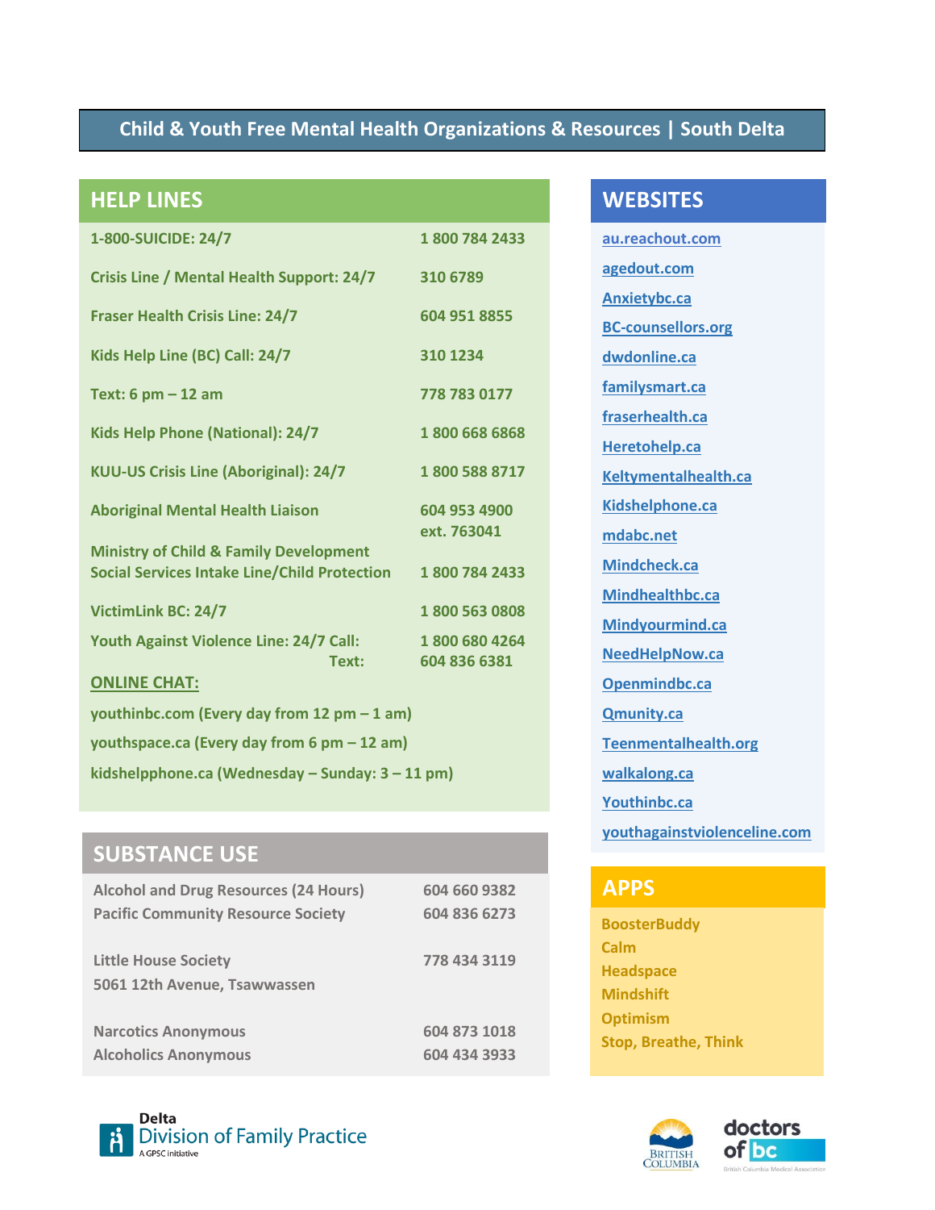# Child & Youth Free Mental Health Organizations & Resources | South Delta

## HELP LINES

| | |
|---|---|
| 1-800-SUICIDE: 24/7 | 1 800 784 2433 |
| Crisis Line / Mental Health Support: 24/7 | 310 6789 |
| Fraser Health Crisis Line: 24/7 | 604 951 8855 |
| Kids Help Line (BC) Call: 24/7 | 310 1234 |
| Text: 6 pm – 12 am | 778 783 0177 |
| Kids Help Phone (National): 24/7 | 1 800 668 6868 |
| KUU-US Crisis Line (Aboriginal): 24/7 | 1 800 588 8717 |
| Aboriginal Mental Health Liaison | 604 953 4900 ext. 763041 |
| Ministry of Child & Family Development Social Services Intake Line/Child Protection | 1 800 784 2433 |
| VictimLink BC: 24/7 | 1 800 563 0808 |
| Youth Against Violence Line: 24/7 Call: | 1 800 680 4264 |
| Text: | 604 836 6381 |

**ONLINE CHAT:**

youthinbc.com (Every day from 12 pm – 1 am)

youthspace.ca (Every day from 6 pm – 12 am)

kidshelpphone.ca (Wednesday – Sunday: 3 – 11 pm)

## SUBSTANCE USE

| | |
|---|---|
| Alcohol and Drug Resources (24 Hours) | 604 660 9382 |
| Pacific Community Resource Society | 604 836 6273 |
| Little House Society<br>5061 12th Avenue, Tsawwassen | 778 434 3119 |
| Narcotics Anonymous | 604 873 1018 |
| Alcoholics Anonymous | 604 434 3933 |

## WEBSITES

- au.reachout.com
- agedout.com
- Anxietybc.ca
- BC-counsellors.org
- dwdonline.ca
- familysmart.ca
- fraserhealth.ca
- Heretohelp.ca
- Keltymentalhealth.ca
- Kidshelphone.ca
- mdabc.net
- Mindcheck.ca
- Mindhealthbc.ca
- Mindyourmind.ca
- NeedHelpNow.ca
- Openmindbc.ca
- Qmunity.ca
- Teenmentalhealth.org
- walkalong.ca
- Youthinbc.ca
- youthagainstviolenceline.com

## APPS

- BoosterBuddy
- Calm
- Headspace
- Mindshift
- Optimism
- Stop, Breathe, Think

Delta Division of Family Practice — A GPSC initiative

British Columbia | doctors of bc — British Columbia Medical Association